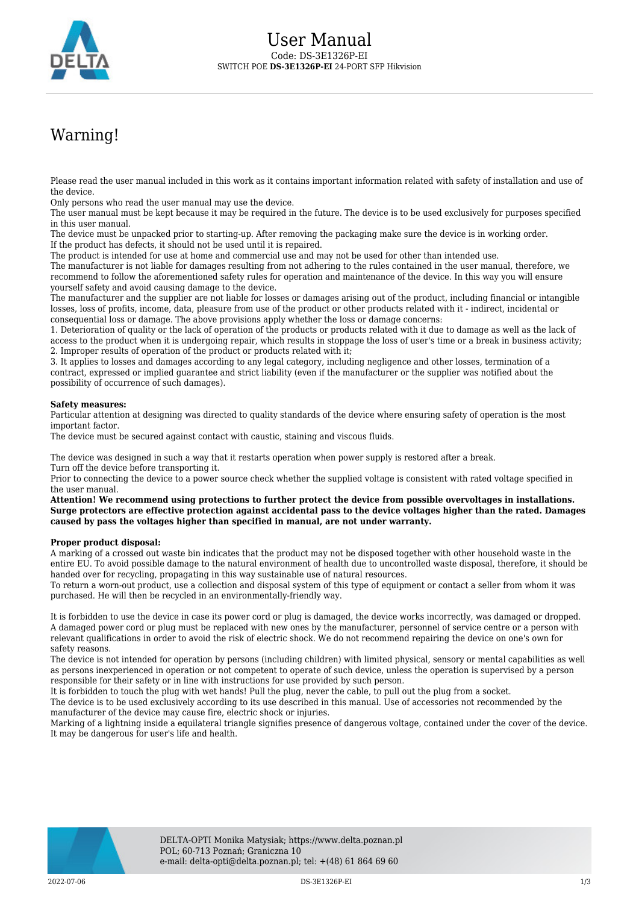# User Manual

Code: DS-3E1326P-EI

SWITCH POE **DS-3E1326P-EI** 24-PORT SFP Hikvision

## Warning!

Please read the user manual included in this work as it contains important information related with safety of installation and use of the device.
Only persons who read the user manual may use the device.
The user manual must be kept because it may be required in the future. The device is to be used exclusively for purposes specified in this user manual.
The device must be unpacked prior to starting-up. After removing the packaging make sure the device is in working order.
If the product has defects, it should not be used until it is repaired.
The product is intended for use at home and commercial use and may not be used for other than intended use.
The manufacturer is not liable for damages resulting from not adhering to the rules contained in the user manual, therefore, we recommend to follow the aforementioned safety rules for operation and maintenance of the device. In this way you will ensure yourself safety and avoid causing damage to the device.
The manufacturer and the supplier are not liable for losses or damages arising out of the product, including financial or intangible losses, loss of profits, income, data, pleasure from use of the product or other products related with it - indirect, incidental or consequential loss or damage. The above provisions apply whether the loss or damage concerns:
1. Deterioration of quality or the lack of operation of the products or products related with it due to damage as well as the lack of access to the product when it is undergoing repair, which results in stoppage the loss of user's time or a break in business activity;
2. Improper results of operation of the product or products related with it;
3. It applies to losses and damages according to any legal category, including negligence and other losses, termination of a contract, expressed or implied guarantee and strict liability (even if the manufacturer or the supplier was notified about the possibility of occurrence of such damages).

**Safety measures:**
Particular attention at designing was directed to quality standards of the device where ensuring safety of operation is the most important factor.
The device must be secured against contact with caustic, staining and viscous fluids.

The device was designed in such a way that it restarts operation when power supply is restored after a break.
Turn off the device before transporting it.
Prior to connecting the device to a power source check whether the supplied voltage is consistent with rated voltage specified in the user manual.
**Attention! We recommend using protections to further protect the device from possible overvoltages in installations. Surge protectors are effective protection against accidental pass to the device voltages higher than the rated. Damages caused by pass the voltages higher than specified in manual, are not under warranty.**

**Proper product disposal:**
A marking of a crossed out waste bin indicates that the product may not be disposed together with other household waste in the entire EU. To avoid possible damage to the natural environment of health due to uncontrolled waste disposal, therefore, it should be handed over for recycling, propagating in this way sustainable use of natural resources.
To return a worn-out product, use a collection and disposal system of this type of equipment or contact a seller from whom it was purchased. He will then be recycled in an environmentally-friendly way.

It is forbidden to use the device in case its power cord or plug is damaged, the device works incorrectly, was damaged or dropped. A damaged power cord or plug must be replaced with new ones by the manufacturer, personnel of service centre or a person with relevant qualifications in order to avoid the risk of electric shock. We do not recommend repairing the device on one's own for safety reasons.
The device is not intended for operation by persons (including children) with limited physical, sensory or mental capabilities as well as persons inexperienced in operation or not competent to operate of such device, unless the operation is supervised by a person responsible for their safety or in line with instructions for use provided by such person.
It is forbidden to touch the plug with wet hands! Pull the plug, never the cable, to pull out the plug from a socket.
The device is to be used exclusively according to its use described in this manual. Use of accessories not recommended by the manufacturer of the device may cause fire, electric shock or injuries.
Marking of a lightning inside a equilateral triangle signifies presence of dangerous voltage, contained under the cover of the device. It may be dangerous for user's life and health.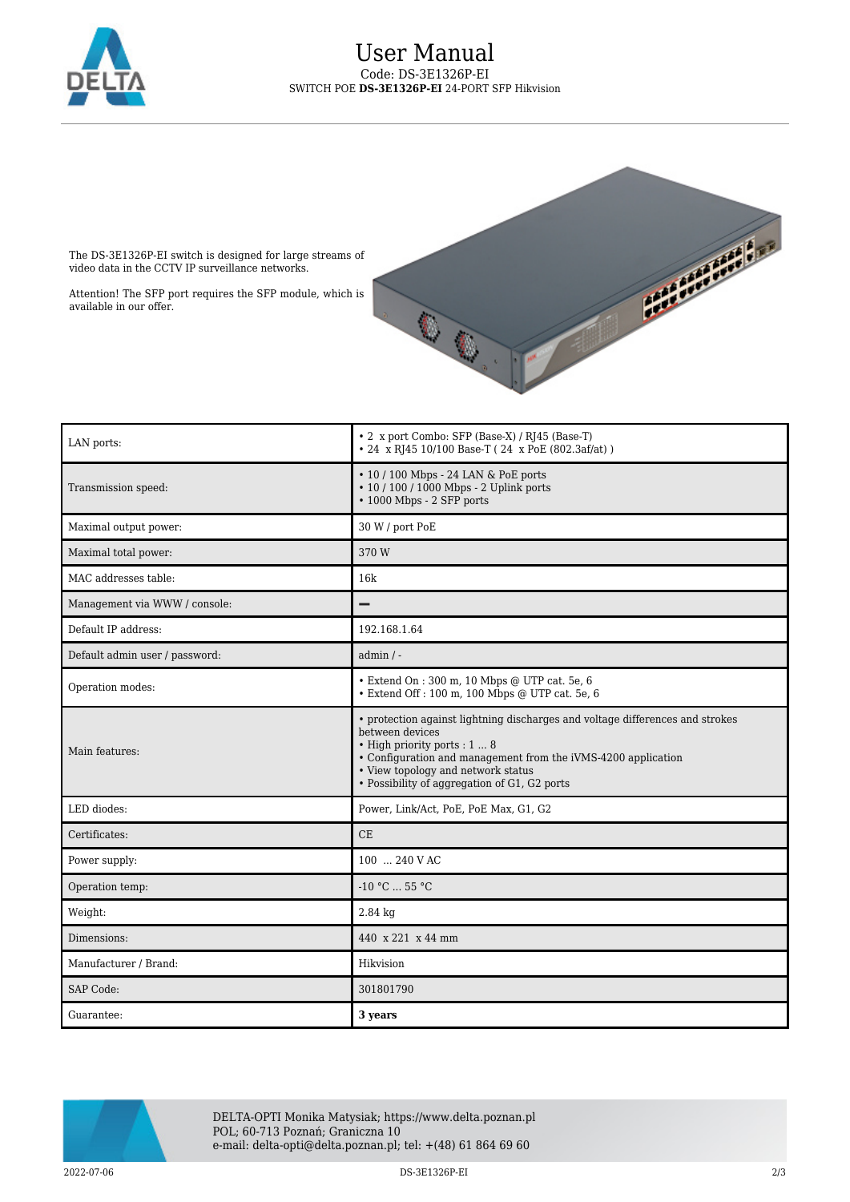# User Manual

Code: DS-3E1326P-EI

SWITCH POE **DS-3E1326P-EI** 24-PORT SFP Hikvision

The DS-3E1326P-EI switch is designed for large streams of video data in the CCTV IP surveillance networks.

Attention! The SFP port requires the SFP module, which is available in our offer.

| | |
|---|---|
| LAN ports: | • 2 x port Combo: SFP (Base-X) / RJ45 (Base-T)<br>• 24 x RJ45 10/100 Base-T ( 24 x PoE (802.3af/at) ) |
| Transmission speed: | • 10 / 100 Mbps - 24 LAN & PoE ports<br>• 10 / 100 / 1000 Mbps - 2 Uplink ports<br>• 1000 Mbps - 2 SFP ports |
| Maximal output power: | 30 W / port PoE |
| Maximal total power: | 370 W |
| MAC addresses table: | 16k |
| Management via WWW / console: | – |
| Default IP address: | 192.168.1.64 |
| Default admin user / password: | admin / - |
| Operation modes: | • Extend On : 300 m, 10 Mbps @ UTP cat. 5e, 6<br>• Extend Off : 100 m, 100 Mbps @ UTP cat. 5e, 6 |
| Main features: | • protection against lightning discharges and voltage differences and strokes between devices<br>• High priority ports : 1 ... 8<br>• Configuration and management from the iVMS-4200 application<br>• View topology and network status<br>• Possibility of aggregation of G1, G2 ports |
| LED diodes: | Power, Link/Act, PoE, PoE Max, G1, G2 |
| Certificates: | CE |
| Power supply: | 100 ... 240 V AC |
| Operation temp: | -10 °C ... 55 °C |
| Weight: | 2.84 kg |
| Dimensions: | 440 x 221 x 44 mm |
| Manufacturer / Brand: | Hikvision |
| SAP Code: | 301801790 |
| Guarantee: | **3 years** |

DELTA-OPTI Monika Matysiak; https://www.delta.poznan.pl
POL; 60-713 Poznań; Graniczna 10
e-mail: delta-opti@delta.poznan.pl; tel: +(48) 61 864 69 60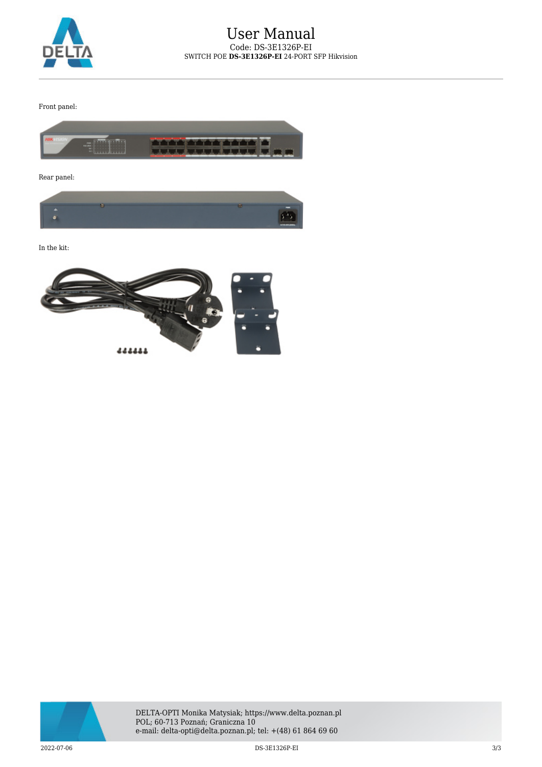Front panel:

Rear panel:

In the kit: